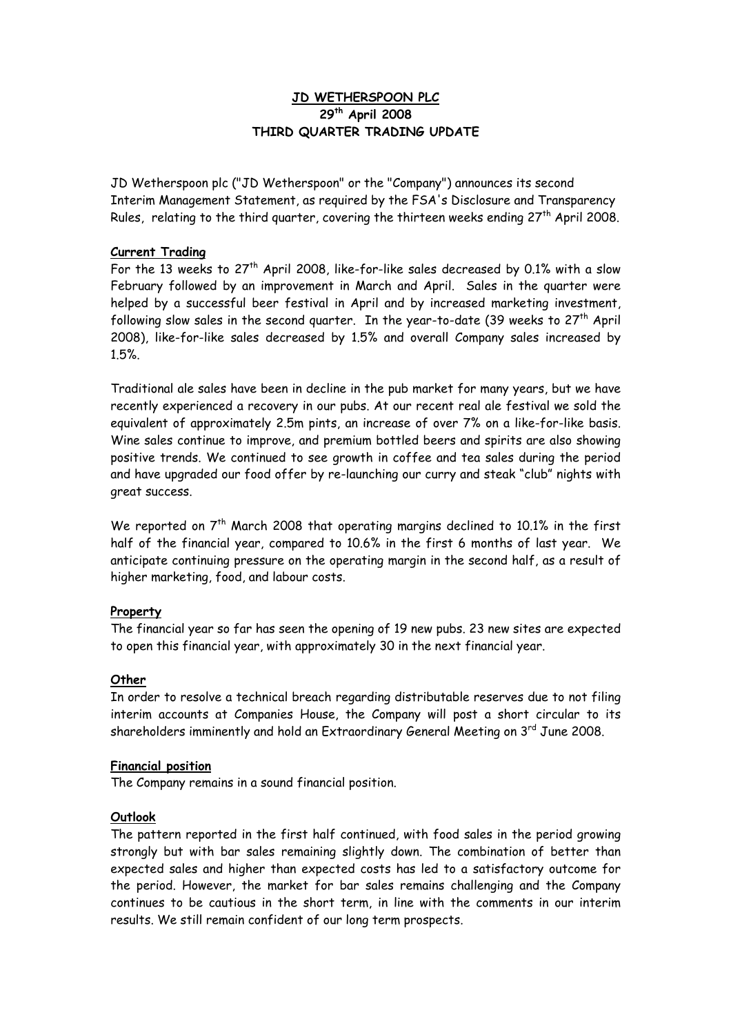# JD WETHERSPOON PLC

## 29th April 2008

## THIRD QUARTER TRADING UPDATE

JD Wetherspoon plc ("JD Wetherspoon" or the "Company") announces its second Interim Management Statement, as required by the FSA's Disclosure and Transparency Rules, relating to the third quarter, covering the thirteen weeks ending 27th April 2008.

### Current Trading

For the 13 weeks to 27th April 2008, like-for-like sales decreased by 0.1% with a slow February followed by an improvement in March and April. Sales in the quarter were helped by a successful beer festival in April and by increased marketing investment, following slow sales in the second quarter. In the year-to-date (39 weeks to 27th April 2008), like-for-like sales decreased by 1.5% and overall Company sales increased by 1.5%.

Traditional ale sales have been in decline in the pub market for many years, but we have recently experienced a recovery in our pubs. At our recent real ale festival we sold the equivalent of approximately 2.5m pints, an increase of over 7% on a like-for-like basis. Wine sales continue to improve, and premium bottled beers and spirits are also showing positive trends. We continued to see growth in coffee and tea sales during the period and have upgraded our food offer by re-launching our curry and steak "club" nights with great success.

We reported on 7th March 2008 that operating margins declined to 10.1% in the first half of the financial year, compared to 10.6% in the first 6 months of last year. We anticipate continuing pressure on the operating margin in the second half, as a result of higher marketing, food, and labour costs.

### Property

The financial year so far has seen the opening of 19 new pubs. 23 new sites are expected to open this financial year, with approximately 30 in the next financial year.

### Other

In order to resolve a technical breach regarding distributable reserves due to not filing interim accounts at Companies House, the Company will post a short circular to its shareholders imminently and hold an Extraordinary General Meeting on 3rd June 2008.

### Financial position

The Company remains in a sound financial position.

### Outlook

The pattern reported in the first half continued, with food sales in the period growing strongly but with bar sales remaining slightly down. The combination of better than expected sales and higher than expected costs has led to a satisfactory outcome for the period. However, the market for bar sales remains challenging and the Company continues to be cautious in the short term, in line with the comments in our interim results. We still remain confident of our long term prospects.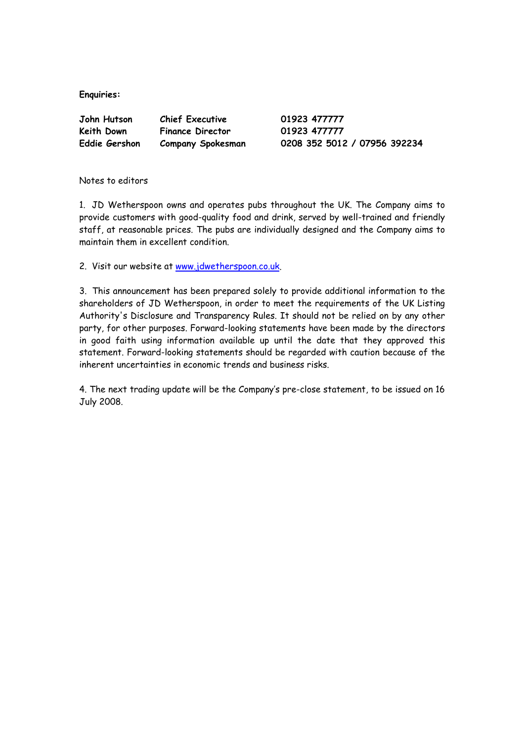**Enquiries:**

| | | |
|---|---|---|
| **John Hutson** | **Chief Executive** | **01923 477777** |
| **Keith Down** | **Finance Director** | **01923 477777** |
| **Eddie Gershon** | **Company Spokesman** | **0208 352 5012 / 07956 392234** |

Notes to editors

1. JD Wetherspoon owns and operates pubs throughout the UK. The Company aims to provide customers with good-quality food and drink, served by well-trained and friendly staff, at reasonable prices. The pubs are individually designed and the Company aims to maintain them in excellent condition.

2. Visit our website at [www.jdwetherspoon.co.uk](http://www.jdwetherspoon.co.uk).

3. This announcement has been prepared solely to provide additional information to the shareholders of JD Wetherspoon, in order to meet the requirements of the UK Listing Authority's Disclosure and Transparency Rules. It should not be relied on by any other party, for other purposes. Forward-looking statements have been made by the directors in good faith using information available up until the date that they approved this statement. Forward-looking statements should be regarded with caution because of the inherent uncertainties in economic trends and business risks.

4. The next trading update will be the Company's pre-close statement, to be issued on 16 July 2008.